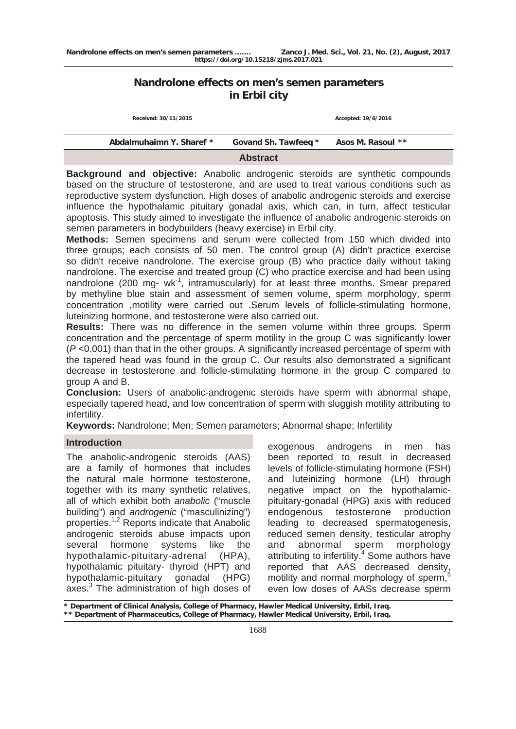# Nandrolone effects on men's semen parameters in Erbil city

Received: 30/11/2015 Accepted: 19/6/2016

**Abdalmuhaimn Y. Sharef \*** **Govand Sh. Tawfeeq \*** **Asos M. Rasoul \*\***

## Abstract

**Background and objective:** Anabolic androgenic steroids are synthetic compounds based on the structure of testosterone, and are used to treat various conditions such as reproductive system dysfunction. High doses of anabolic androgenic steroids and exercise influence the hypothalamic pituitary gonadal axis, which can, in turn, affect testicular apoptosis. This study aimed to investigate the influence of anabolic androgenic steroids on semen parameters in bodybuilders (heavy exercise) in Erbil city.

**Methods:** Semen specimens and serum were collected from 150 which divided into three groups; each consists of 50 men. The control group (A) didn't practice exercise so didn't receive nandrolone. The exercise group (B) who practice daily without taking nandrolone. The exercise and treated group (C) who practice exercise and had been using nandrolone (200 mg- $wk^{-1}$, intramuscularly) for at least three months. Smear prepared by methyline blue stain and assessment of semen volume, sperm morphology, sperm concentration ,motility were carried out .Serum levels of follicle-stimulating hormone, luteinizing hormone, and testosterone were also carried out.

**Results:** There was no difference in the semen volume within three groups. Sperm concentration and the percentage of sperm motility in the group C was significantly lower ($P$ <0.001) than that in the other groups. A significantly increased percentage of sperm with the tapered head was found in the group C. Our results also demonstrated a significant decrease in testosterone and follicle-stimulating hormone in the group C compared to group A and B.

**Conclusion:** Users of anabolic-androgenic steroids have sperm with abnormal shape, especially tapered head, and low concentration of sperm with sluggish motility attributing to infertility.

**Keywords:** Nandrolone; Men; Semen parameters; Abnormal shape; Infertility

## Introduction

The anabolic-androgenic steroids (AAS) are a family of hormones that includes the natural male hormone testosterone, together with its many synthetic relatives, all of which exhibit both *anabolic* ("muscle building") and *androgenic* ("masculinizing") properties.[1,2] Reports indicate that Anabolic androgenic steroids abuse impacts upon several hormone systems like the hypothalamic-pituitary-adrenal (HPA), hypothalamic pituitary- thyroid (HPT) and hypothalamic-pituitary gonadal (HPG) axes.[3] The administration of high doses of exogenous androgens in men has been reported to result in decreased levels of follicle-stimulating hormone (FSH) and luteinizing hormone (LH) through negative impact on the hypothalamic-pituitary-gonadal (HPG) axis with reduced endogenous testosterone production leading to decreased spermatogenesis, reduced semen density, testicular atrophy and abnormal sperm morphology attributing to infertility.[4] Some authors have reported that AAS decreased density, motility and normal morphology of sperm,[5] even low doses of AASs decrease sperm

\* Department of Clinical Analysis, College of Pharmacy, Hawler Medical University, Erbil, Iraq.
\*\* Department of Pharmaceutics, College of Pharmacy, Hawler Medical University, Erbil, Iraq.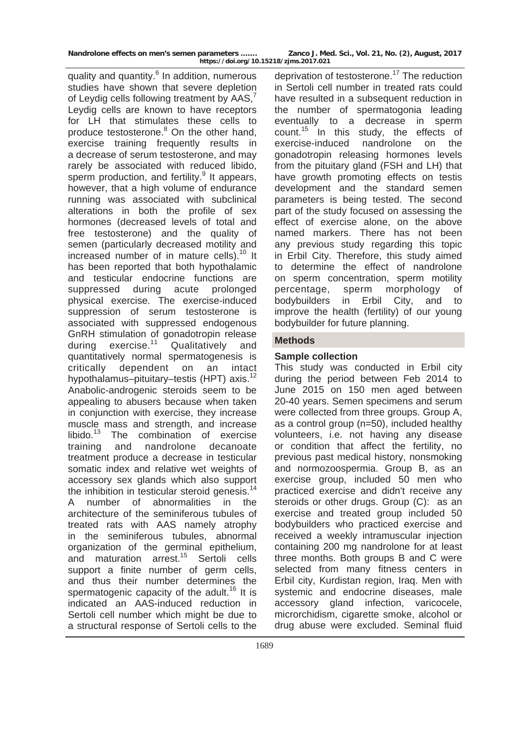quality and quantity.[6] In addition, numerous studies have shown that severe depletion of Leydig cells following treatment by AAS,[7] Leydig cells are known to have receptors for LH that stimulates these cells to produce testosterone.[8] On the other hand, exercise training frequently results in a decrease of serum testosterone, and may rarely be associated with reduced libido, sperm production, and fertility.[9] It appears, however, that a high volume of endurance running was associated with subclinical alterations in both the profile of sex hormones (decreased levels of total and free testosterone) and the quality of semen (particularly decreased motility and increased number of in mature cells).[10] It has been reported that both hypothalamic and testicular endocrine functions are suppressed during acute prolonged physical exercise. The exercise-induced suppression of serum testosterone is associated with suppressed endogenous GnRH stimulation of gonadotropin release during exercise.[11] Qualitatively and quantitatively normal spermatogenesis is critically dependent on an intact hypothalamus–pituitary–testis (HPT) axis.[12] Anabolic-androgenic steroids seem to be appealing to abusers because when taken in conjunction with exercise, they increase muscle mass and strength, and increase libido.[13] The combination of exercise training and nandrolone decanoate treatment produce a decrease in testicular somatic index and relative wet weights of accessory sex glands which also support the inhibition in testicular steroid genesis.[14] A number of abnormalities in the architecture of the seminiferous tubules of treated rats with AAS namely atrophy in the seminiferous tubules, abnormal organization of the germinal epithelium, and maturation arrest.[15] Sertoli cells support a finite number of germ cells, and thus their number determines the spermatogenic capacity of the adult.[16] It is indicated an AAS-induced reduction in Sertoli cell number which might be due to a structural response of Sertoli cells to the deprivation of testosterone.[17] The reduction in Sertoli cell number in treated rats could have resulted in a subsequent reduction in the number of spermatogonia leading eventually to a decrease in sperm count.[15] In this study, the effects of exercise-induced nandrolone on the gonadotropin releasing hormones levels from the pituitary gland (FSH and LH) that have growth promoting effects on testis development and the standard semen parameters is being tested. The second part of the study focused on assessing the effect of exercise alone, on the above named markers. There has not been any previous study regarding this topic in Erbil City. Therefore, this study aimed to determine the effect of nandrolone on sperm concentration, sperm motility percentage, sperm morphology of bodybuilders in Erbil City, and to improve the health (fertility) of our young bodybuilder for future planning.

## Methods

### Sample collection

This study was conducted in Erbil city during the period between Feb 2014 to June 2015 on 150 men aged between 20-40 years. Semen specimens and serum were collected from three groups. Group A, as a control group (n=50), included healthy volunteers, i.e. not having any disease or condition that affect the fertility, no previous past medical history, nonsmoking and normozoospermia. Group B, as an exercise group, included 50 men who practiced exercise and didn't receive any steroids or other drugs. Group (C): as an exercise and treated group included 50 bodybuilders who practiced exercise and received a weekly intramuscular injection containing 200 mg nandrolone for at least three months. Both groups B and C were selected from many fitness centers in Erbil city, Kurdistan region, Iraq. Men with systemic and endocrine diseases, male accessory gland infection, varicocele, microrchidism, cigarette smoke, alcohol or drug abuse were excluded. Seminal fluid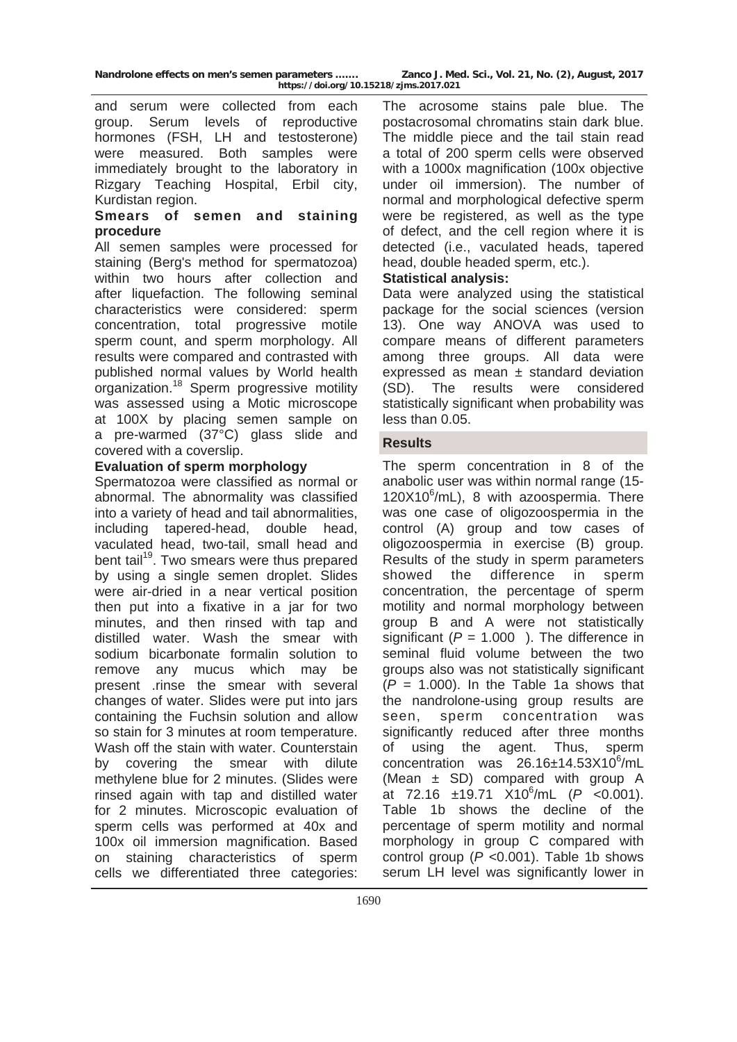and serum were collected from each group. Serum levels of reproductive hormones (FSH, LH and testosterone) were measured. Both samples were immediately brought to the laboratory in Rizgary Teaching Hospital, Erbil city, Kurdistan region.

**Smears of semen and staining procedure**

All semen samples were processed for staining (Berg's method for spermatozoa) within two hours after collection and after liquefaction. The following seminal characteristics were considered: sperm concentration, total progressive motile sperm count, and sperm morphology. All results were compared and contrasted with published normal values by World health organization.[18] Sperm progressive motility was assessed using a Motic microscope at 100X by placing semen sample on a pre-warmed (37°C) glass slide and covered with a coverslip.

**Evaluation of sperm morphology**

Spermatozoa were classified as normal or abnormal. The abnormality was classified into a variety of head and tail abnormalities, including tapered-head, double head, vaculated head, two-tail, small head and bent tail[19]. Two smears were thus prepared by using a single semen droplet. Slides were air-dried in a near vertical position then put into a fixative in a jar for two minutes, and then rinsed with tap and distilled water. Wash the smear with sodium bicarbonate formalin solution to remove any mucus which may be present .rinse the smear with several changes of water. Slides were put into jars containing the Fuchsin solution and allow so stain for 3 minutes at room temperature. Wash off the stain with water. Counterstain by covering the smear with dilute methylene blue for 2 minutes. (Slides were rinsed again with tap and distilled water for 2 minutes. Microscopic evaluation of sperm cells was performed at 40x and 100x oil immersion magnification. Based on staining characteristics of sperm cells we differentiated three categories: The acrosome stains pale blue. The postacrosomal chromatins stain dark blue. The middle piece and the tail stain read a total of 200 sperm cells were observed with a 1000x magnification (100x objective under oil immersion). The number of normal and morphological defective sperm were be registered, as well as the type of defect, and the cell region where it is detected (i.e., vaculated heads, tapered head, double headed sperm, etc.).

**Statistical analysis:**

Data were analyzed using the statistical package for the social sciences (version 13). One way ANOVA was used to compare means of different parameters among three groups. All data were expressed as mean ± standard deviation (SD). The results were considered statistically significant when probability was less than 0.05.

## Results

The sperm concentration in 8 of the anabolic user was within normal range (15-$120X10^6$/mL), 8 with azoospermia. There was one case of oligozoospermia in the control (A) group and tow cases of oligozoospermia in exercise (B) group. Results of the study in sperm parameters showed the difference in sperm concentration, the percentage of sperm motility and normal morphology between group B and A were not statistically significant ($P$ = 1.000 ). The difference in seminal fluid volume between the two groups also was not statistically significant ($P$ = 1.000). In the Table 1a shows that the nandrolone-using group results are seen, sperm concentration was significantly reduced after three months of using the agent. Thus, sperm concentration was $26.16 \pm 14.53X10^6$/mL (Mean ± SD) compared with group A at 72.16 ±19.71 $X10^6$/mL ($P$ <0.001). Table 1b shows the decline of the percentage of sperm motility and normal morphology in group C compared with control group ($P$ <0.001). Table 1b shows serum LH level was significantly lower in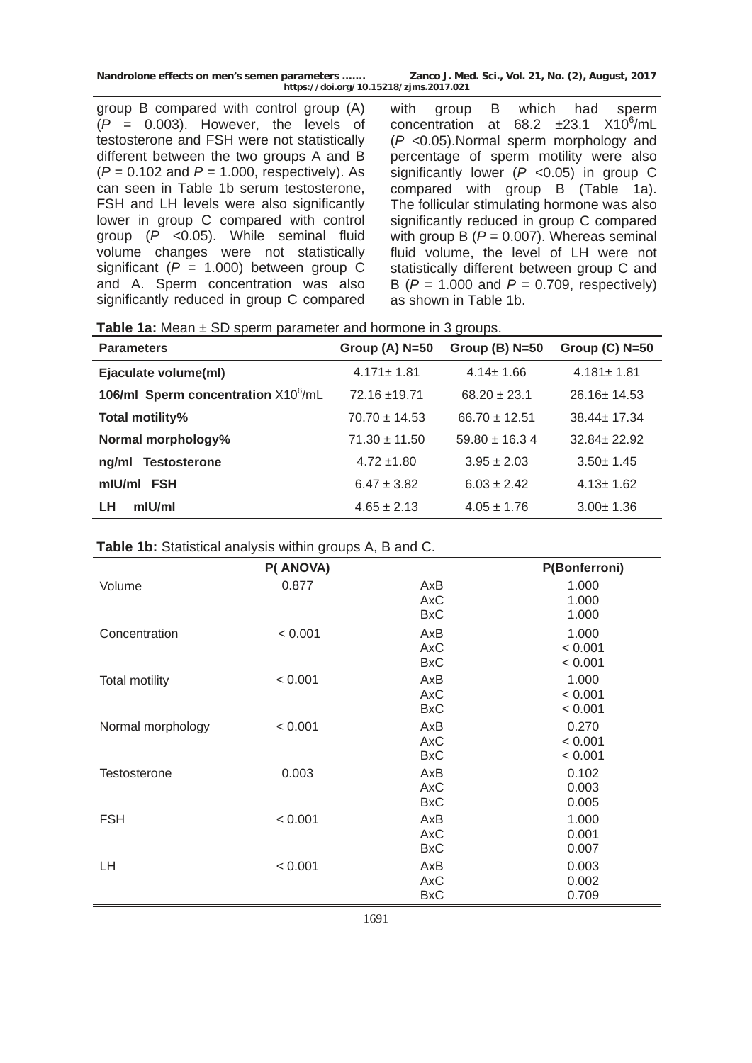group B compared with control group (A) ($P$ = 0.003). However, the levels of testosterone and FSH were not statistically different between the two groups A and B ($P$ = 0.102 and $P$ = 1.000, respectively). As can seen in Table 1b serum testosterone, FSH and LH levels were also significantly lower in group C compared with control group ($P$ <0.05). While seminal fluid volume changes were not statistically significant ($P$ = 1.000) between group C and A. Sperm concentration was also significantly reduced in group C compared with group B which had sperm concentration at 68.2 ±23.1 $X10^6$/mL ($P$ <0.05).Normal sperm morphology and percentage of sperm motility were also significantly lower ($P$ <0.05) in group C compared with group B (Table 1a). The follicular stimulating hormone was also significantly reduced in group C compared with group B ($P$ = 0.007). Whereas seminal fluid volume, the level of LH were not statistically different between group C and B ($P$ = 1.000 and $P$ = 0.709, respectively) as shown in Table 1b.

**Table 1a:** Mean ± SD sperm parameter and hormone in 3 groups.

| Parameters | Group (A) N=50 | Group (B) N=50 | Group (C) N=50 |
|---|---|---|---|
| **Ejaculate volume(ml)** | 4.171± 1.81 | 4.14± 1.66 | 4.181± 1.81 |
| **106/ml Sperm concentration** $X10^6$/mL | 72.16 ±19.71 | 68.20 ± 23.1 | 26.16± 14.53 |
| **Total motility%** | 70.70 ± 14.53 | 66.70 ± 12.51 | 38.44± 17.34 |
| **Normal morphology%** | 71.30 ± 11.50 | 59.80 ± 16.3 4 | 32.84± 22.92 |
| **ng/ml Testosterone** | 4.72 ±1.80 | 3.95 ± 2.03 | 3.50± 1.45 |
| **mIU/ml FSH** | 6.47 ± 3.82 | 6.03 ± 2.42 | 4.13± 1.62 |
| **LH mIU/ml** | 4.65 ± 2.13 | 4.05 ± 1.76 | 3.00± 1.36 |

**Table 1b:** Statistical analysis within groups A, B and C.

| | P( ANOVA) | | P(Bonferroni) |
|---|---|---|---|
| Volume | 0.877 | AxB | 1.000 |
| | | AxC | 1.000 |
| | | BxC | 1.000 |
| Concentration | < 0.001 | AxB | 1.000 |
| | | AxC | < 0.001 |
| | | BxC | < 0.001 |
| Total motility | < 0.001 | AxB | 1.000 |
| | | AxC | < 0.001 |
| | | BxC | < 0.001 |
| Normal morphology | < 0.001 | AxB | 0.270 |
| | | AxC | < 0.001 |
| | | BxC | < 0.001 |
| Testosterone | 0.003 | AxB | 0.102 |
| | | AxC | 0.003 |
| | | BxC | 0.005 |
| FSH | < 0.001 | AxB | 1.000 |
| | | AxC | 0.001 |
| | | BxC | 0.007 |
| LH | < 0.001 | AxB | 0.003 |
| | | AxC | 0.002 |
| | | BxC | 0.709 |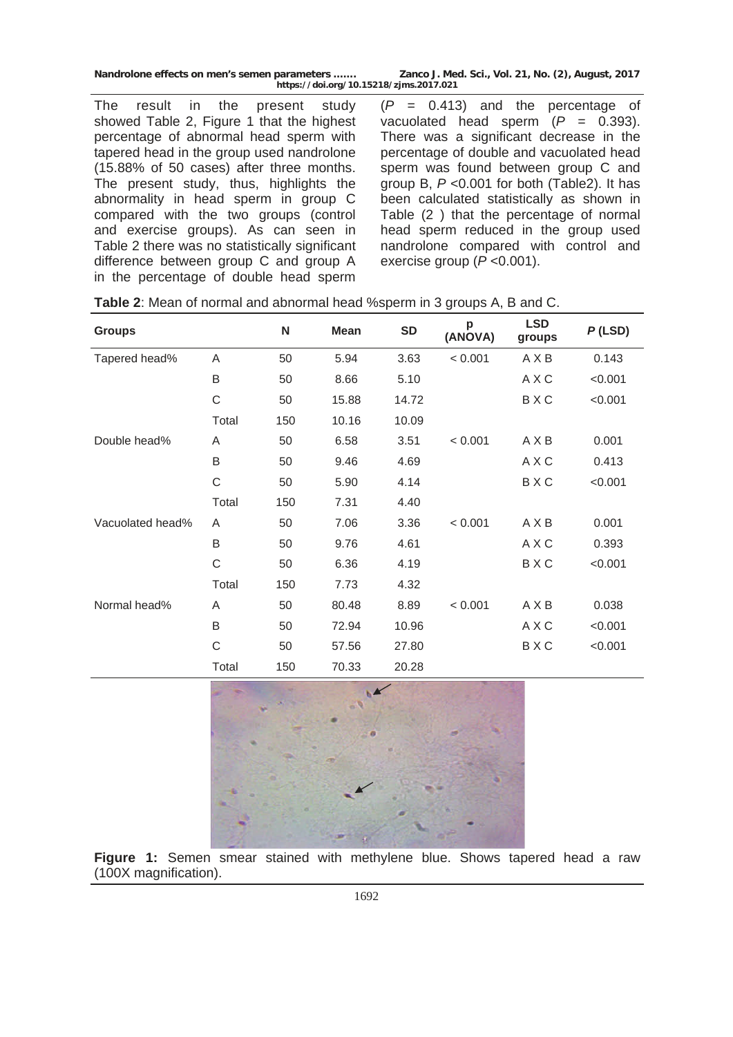The result in the present study showed Table 2, Figure 1 that the highest percentage of abnormal head sperm with tapered head in the group used nandrolone (15.88% of 50 cases) after three months. The present study, thus, highlights the abnormality in head sperm in group C compared with the two groups (control and exercise groups). As can seen in Table 2 there was no statistically significant difference between group C and group A in the percentage of double head sperm ($P$ = 0.413) and the percentage of vacuolated head sperm ($P$ = 0.393). There was a significant decrease in the percentage of double and vacuolated head sperm was found between group C and group B, $P$ <0.001 for both (Table2). It has been calculated statistically as shown in Table (2 ) that the percentage of normal head sperm reduced in the group used nandrolone compared with control and exercise group ($P$ <0.001).

**Table 2**: Mean of normal and abnormal head %sperm in 3 groups A, B and C.

| Groups | | N | Mean | SD | p (ANOVA) | LSD groups | $P$ (LSD) |
|---|---|---|---|---|---|---|---|
| Tapered head% | A | 50 | 5.94 | 3.63 | < 0.001 | A X B | 0.143 |
| | B | 50 | 8.66 | 5.10 | | A X C | <0.001 |
| | C | 50 | 15.88 | 14.72 | | B X C | <0.001 |
| | Total | 150 | 10.16 | 10.09 | | | |
| Double head% | A | 50 | 6.58 | 3.51 | < 0.001 | A X B | 0.001 |
| | B | 50 | 9.46 | 4.69 | | A X C | 0.413 |
| | C | 50 | 5.90 | 4.14 | | B X C | <0.001 |
| | Total | 150 | 7.31 | 4.40 | | | |
| Vacuolated head% | A | 50 | 7.06 | 3.36 | < 0.001 | A X B | 0.001 |
| | B | 50 | 9.76 | 4.61 | | A X C | 0.393 |
| | C | 50 | 6.36 | 4.19 | | B X C | <0.001 |
| | Total | 150 | 7.73 | 4.32 | | | |
| Normal head% | A | 50 | 80.48 | 8.89 | < 0.001 | A X B | 0.038 |
| | B | 50 | 72.94 | 10.96 | | A X C | <0.001 |
| | C | 50 | 57.56 | 27.80 | | B X C | <0.001 |
| | Total | 150 | 70.33 | 20.28 | | | |

**Figure 1:** Semen smear stained with methylene blue. Shows tapered head a raw (100X magnification).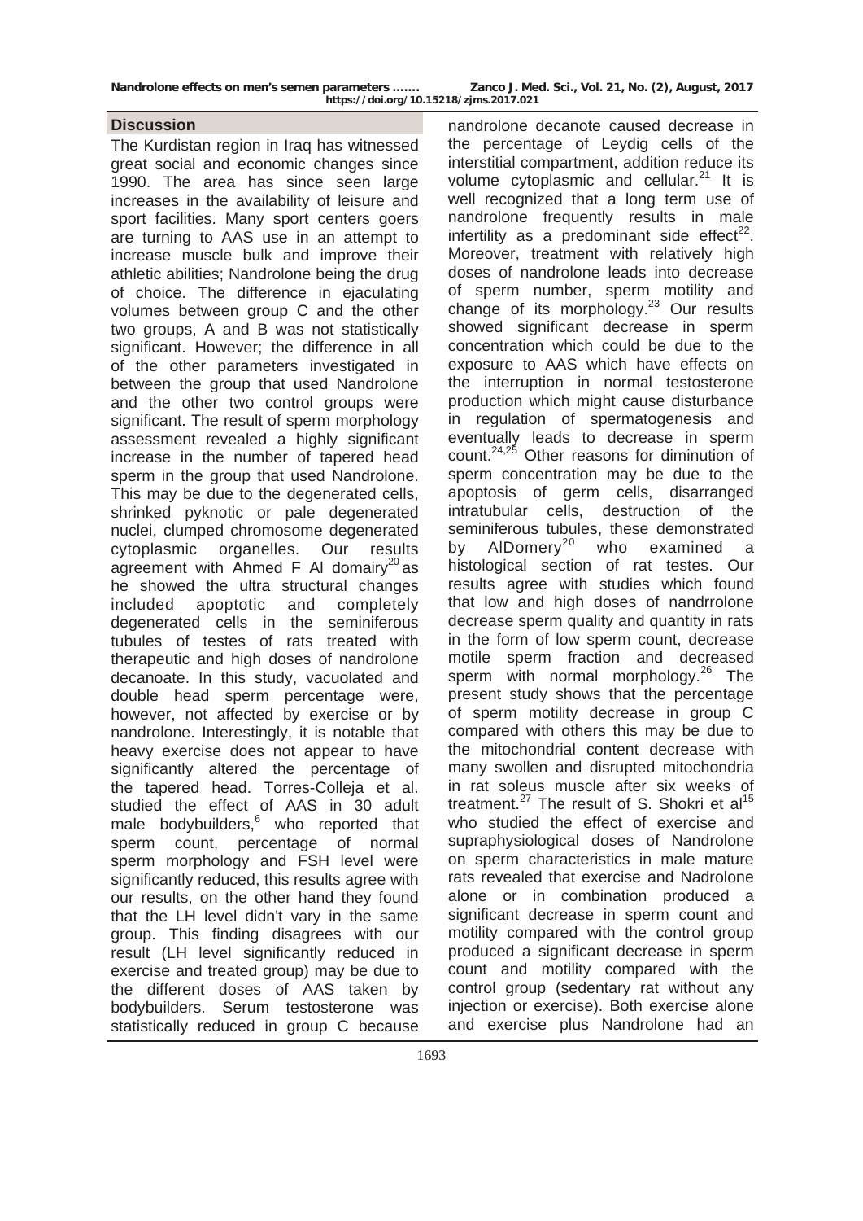## Discussion

The Kurdistan region in Iraq has witnessed great social and economic changes since 1990. The area has since seen large increases in the availability of leisure and sport facilities. Many sport centers goers are turning to AAS use in an attempt to increase muscle bulk and improve their athletic abilities; Nandrolone being the drug of choice. The difference in ejaculating volumes between group C and the other two groups, A and B was not statistically significant. However; the difference in all of the other parameters investigated in between the group that used Nandrolone and the other two control groups were significant. The result of sperm morphology assessment revealed a highly significant increase in the number of tapered head sperm in the group that used Nandrolone. This may be due to the degenerated cells, shrinked pyknotic or pale degenerated nuclei, clumped chromosome degenerated cytoplasmic organelles. Our results agreement with Ahmed F Al domairy[20] as he showed the ultra structural changes included apoptotic and completely degenerated cells in the seminiferous tubules of testes of rats treated with therapeutic and high doses of nandrolone decanoate. In this study, vacuolated and double head sperm percentage were, however, not affected by exercise or by nandrolone. Interestingly, it is notable that heavy exercise does not appear to have significantly altered the percentage of the tapered head. Torres-Colleja et al. studied the effect of AAS in 30 adult male bodybuilders,[6] who reported that sperm count, percentage of normal sperm morphology and FSH level were significantly reduced, this results agree with our results, on the other hand they found that the LH level didn't vary in the same group. This finding disagrees with our result (LH level significantly reduced in exercise and treated group) may be due to the different doses of AAS taken by bodybuilders. Serum testosterone was statistically reduced in group C because nandrolone decanote caused decrease in the percentage of Leydig cells of the interstitial compartment, addition reduce its volume cytoplasmic and cellular.[21] It is well recognized that a long term use of nandrolone frequently results in male infertility as a predominant side effect[22]. Moreover, treatment with relatively high doses of nandrolone leads into decrease of sperm number, sperm motility and change of its morphology.[23] Our results showed significant decrease in sperm concentration which could be due to the exposure to AAS which have effects on the interruption in normal testosterone production which might cause disturbance in regulation of spermatogenesis and eventually leads to decrease in sperm count.[24,25] Other reasons for diminution of sperm concentration may be due to the apoptosis of germ cells, disarranged intratubular cells, destruction of the seminiferous tubules, these demonstrated by AlDomery[20] who examined a histological section of rat testes. Our results agree with studies which found that low and high doses of nandrrolone decrease sperm quality and quantity in rats in the form of low sperm count, decrease motile sperm fraction and decreased sperm with normal morphology.[26] The present study shows that the percentage of sperm motility decrease in group C compared with others this may be due to the mitochondrial content decrease with many swollen and disrupted mitochondria in rat soleus muscle after six weeks of treatment.[27] The result of S. Shokri et al[15] who studied the effect of exercise and supraphysiological doses of Nandrolone on sperm characteristics in male mature rats revealed that exercise and Nadrolone alone or in combination produced a significant decrease in sperm count and motility compared with the control group produced a significant decrease in sperm count and motility compared with the control group (sedentary rat without any injection or exercise). Both exercise alone and exercise plus Nandrolone had an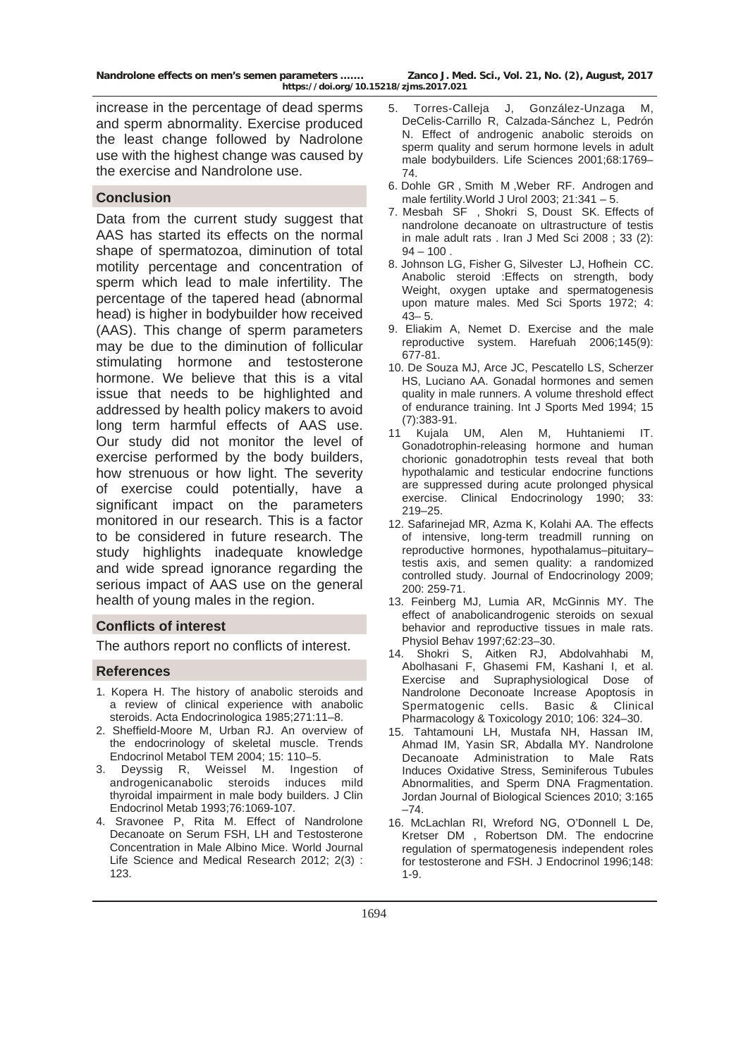increase in the percentage of dead sperms and sperm abnormality. Exercise produced the least change followed by Nadrolone use with the highest change was caused by the exercise and Nandrolone use.

## Conclusion

Data from the current study suggest that AAS has started its effects on the normal shape of spermatozoa, diminution of total motility percentage and concentration of sperm which lead to male infertility. The percentage of the tapered head (abnormal head) is higher in bodybuilder how received (AAS). This change of sperm parameters may be due to the diminution of follicular stimulating hormone and testosterone hormone. We believe that this is a vital issue that needs to be highlighted and addressed by health policy makers to avoid long term harmful effects of AAS use. Our study did not monitor the level of exercise performed by the body builders, how strenuous or how light. The severity of exercise could potentially, have a significant impact on the parameters monitored in our research. This is a factor to be considered in future research. The study highlights inadequate knowledge and wide spread ignorance regarding the serious impact of AAS use on the general health of young males in the region.

## Conflicts of interest

The authors report no conflicts of interest.

## References

1. Kopera H. The history of anabolic steroids and a review of clinical experience with anabolic steroids. Acta Endocrinologica 1985;271:11–8.
2. Sheffield-Moore M, Urban RJ. An overview of the endocrinology of skeletal muscle. Trends Endocrinol Metabol TEM 2004; 15: 110–5.
3. Deyssig R, Weissel M. Ingestion of androgenicanabolic steroids induces mild thyroidal impairment in male body builders. J Clin Endocrinol Metab 1993;76:1069-107.
4. Sravonee P, Rita M. Effect of Nandrolone Decanoate on Serum FSH, LH and Testosterone Concentration in Male Albino Mice. World Journal Life Science and Medical Research 2012; 2(3) : 123.
5. Torres-Calleja J, González-Unzaga M, DeCelis-Carrillo R, Calzada-Sánchez L, Pedrón N. Effect of androgenic anabolic steroids on sperm quality and serum hormone levels in adult male bodybuilders. Life Sciences 2001;68:1769–74.
6. Dohle GR , Smith M ,Weber RF. Androgen and male fertility.World J Urol 2003; 21:341 – 5.
7. Mesbah SF , Shokri S, Doust SK. Effects of nandrolone decanoate on ultrastructure of testis in male adult rats . Iran J Med Sci 2008 ; 33 (2): 94 – 100 .
8. Johnson LG, Fisher G, Silvester LJ, Hofhein CC. Anabolic steroid :Effects on strength, body Weight, oxygen uptake and spermatogenesis upon mature males. Med Sci Sports 1972; 4: 43– 5.
9. Eliakim A, Nemet D. Exercise and the male reproductive system. Harefuah 2006;145(9): 677-81.
10. De Souza MJ, Arce JC, Pescatello LS, Scherzer HS, Luciano AA. Gonadal hormones and semen quality in male runners. A volume threshold effect of endurance training. Int J Sports Med 1994; 15 (7):383-91.
11. Kujala UM, Alen M, Huhtaniemi IT. Gonadotrophin-releasing hormone and human chorionic gonadotrophin tests reveal that both hypothalamic and testicular endocrine functions are suppressed during acute prolonged physical exercise. Clinical Endocrinology 1990; 33: 219–25.
12. Safarinejad MR, Azma K, Kolahi AA. The effects of intensive, long-term treadmill running on reproductive hormones, hypothalamus–pituitary–testis axis, and semen quality: a randomized controlled study. Journal of Endocrinology 2009; 200: 259-71.
13. Feinberg MJ, Lumia AR, McGinnis MY. The effect of anabolicandrogenic steroids on sexual behavior and reproductive tissues in male rats. Physiol Behav 1997;62:23–30.
14. Shokri S, Aitken RJ, Abdolvahhabi M, Abolhasani F, Ghasemi FM, Kashani I, et al. Exercise and Supraphysiological Dose of Nandrolone Deconoate Increase Apoptosis in Spermatogenic cells. Basic & Clinical Pharmacology & Toxicology 2010; 106: 324–30.
15. Tahtamouni LH, Mustafa NH, Hassan IM, Ahmad IM, Yasin SR, Abdalla MY. Nandrolone Decanoate Administration to Male Rats Induces Oxidative Stress, Seminiferous Tubules Abnormalities, and Sperm DNA Fragmentation. Jordan Journal of Biological Sciences 2010; 3:165 –74.
16. McLachlan RI, Wreford NG, O'Donnell L De, Kretser DM , Robertson DM. The endocrine regulation of spermatogenesis independent roles for testosterone and FSH. J Endocrinol 1996;148: 1-9.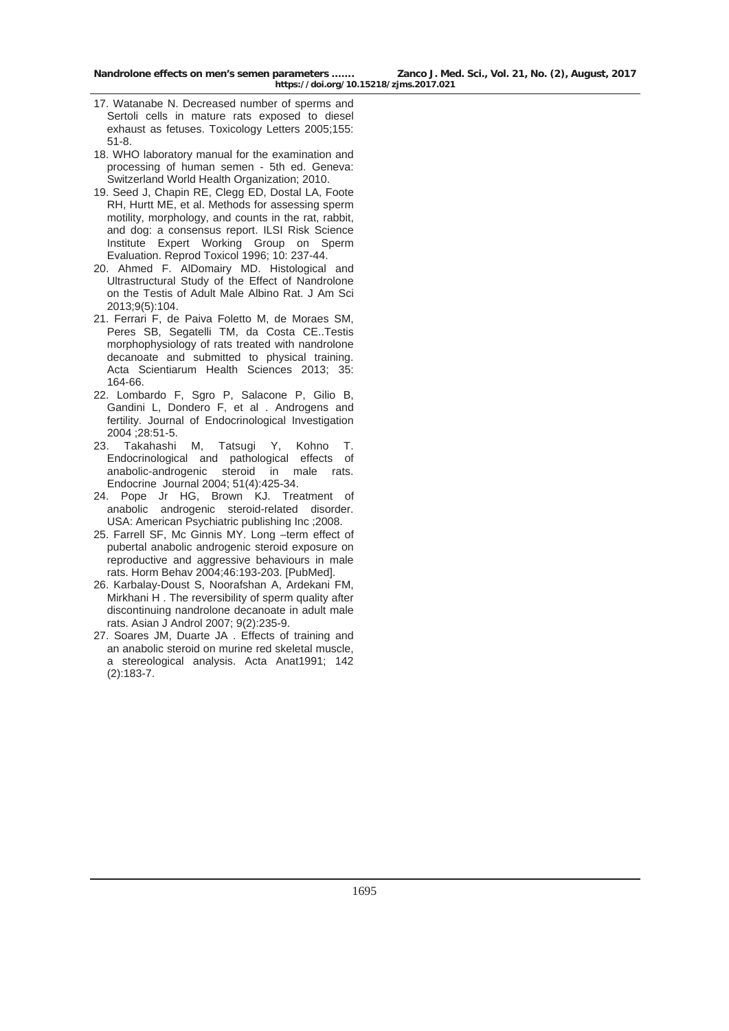17. Watanabe N. Decreased number of sperms and Sertoli cells in mature rats exposed to diesel exhaust as fetuses. Toxicology Letters 2005;155: 51-8.
18. WHO laboratory manual for the examination and processing of human semen - 5th ed. Geneva: Switzerland World Health Organization; 2010.
19. Seed J, Chapin RE, Clegg ED, Dostal LA, Foote RH, Hurtt ME, et al. Methods for assessing sperm motility, morphology, and counts in the rat, rabbit, and dog: a consensus report. ILSI Risk Science Institute Expert Working Group on Sperm Evaluation. Reprod Toxicol 1996; 10: 237-44.
20. Ahmed F. AlDomairy MD. Histological and Ultrastructural Study of the Effect of Nandrolone on the Testis of Adult Male Albino Rat. J Am Sci 2013;9(5):104.
21. Ferrari F, de Paiva Foletto M, de Moraes SM, Peres SB, Segatelli TM, da Costa CE..Testis morphophysiology of rats treated with nandrolone decanoate and submitted to physical training. Acta Scientiarum Health Sciences 2013; 35: 164-66.
22. Lombardo F, Sgro P, Salacone P, Gilio B, Gandini L, Dondero F, et al . Androgens and fertility. Journal of Endocrinological Investigation 2004 ;28:51-5.
23. Takahashi M, Tatsugi Y, Kohno T. Endocrinological and pathological effects of anabolic-androgenic steroid in male rats. Endocrine Journal 2004; 51(4):425-34.
24. Pope Jr HG, Brown KJ. Treatment of anabolic androgenic steroid-related disorder. USA: American Psychiatric publishing Inc ;2008.
25. Farrell SF, Mc Ginnis MY. Long –term effect of pubertal anabolic androgenic steroid exposure on reproductive and aggressive behaviours in male rats. Horm Behav 2004;46:193-203. [PubMed].
26. Karbalay-Doust S, Noorafshan A, Ardekani FM, Mirkhani H . The reversibility of sperm quality after discontinuing nandrolone decanoate in adult male rats. Asian J Androl 2007; 9(2):235-9.
27. Soares JM, Duarte JA . Effects of training and an anabolic steroid on murine red skeletal muscle, a stereological analysis. Acta Anat1991; 142 (2):183-7.